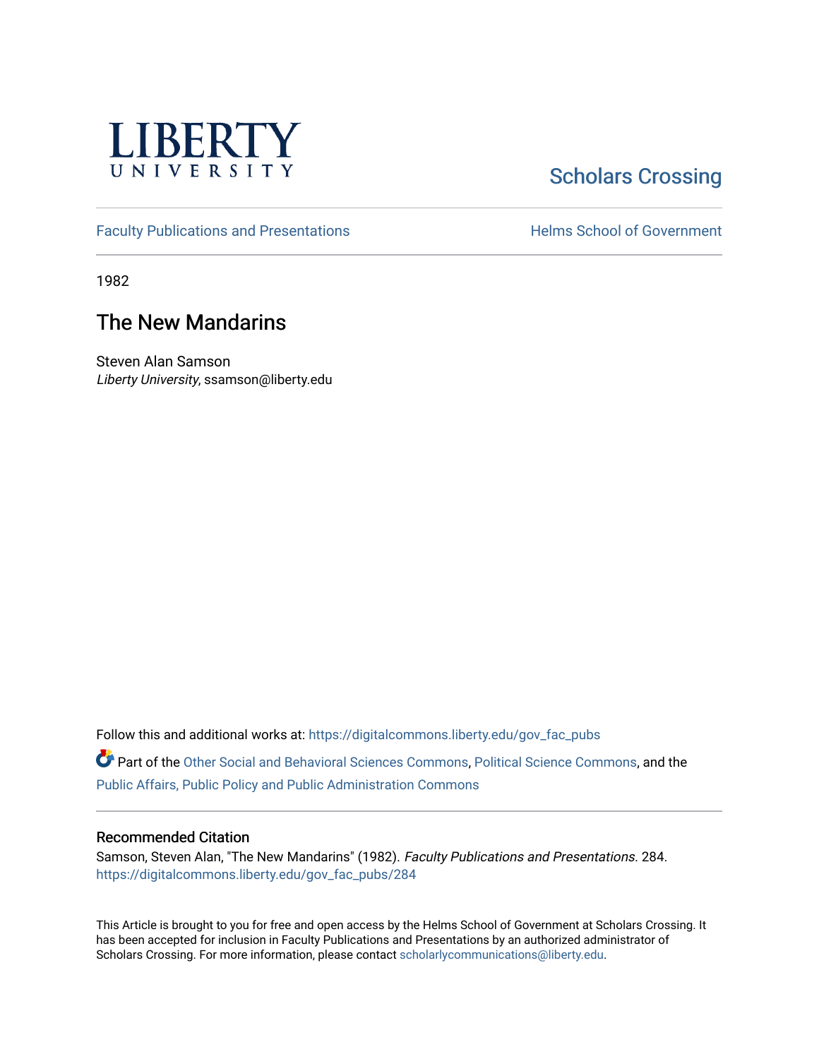LIBERTY UNIVERSITY

Scholars Crossing

Faculty Publications and Presentations

Helms School of Government

1982

# The New Mandarins

Steven Alan Samson
*Liberty University*, ssamson@liberty.edu

Follow this and additional works at: https://digitalcommons.liberty.edu/gov_fac_pubs

Part of the Other Social and Behavioral Sciences Commons, Political Science Commons, and the Public Affairs, Public Policy and Public Administration Commons

## Recommended Citation

Samson, Steven Alan, "The New Mandarins" (1982). *Faculty Publications and Presentations.* 284.
https://digitalcommons.liberty.edu/gov_fac_pubs/284

This Article is brought to you for free and open access by the Helms School of Government at Scholars Crossing. It has been accepted for inclusion in Faculty Publications and Presentations by an authorized administrator of Scholars Crossing. For more information, please contact scholarlycommunications@liberty.edu.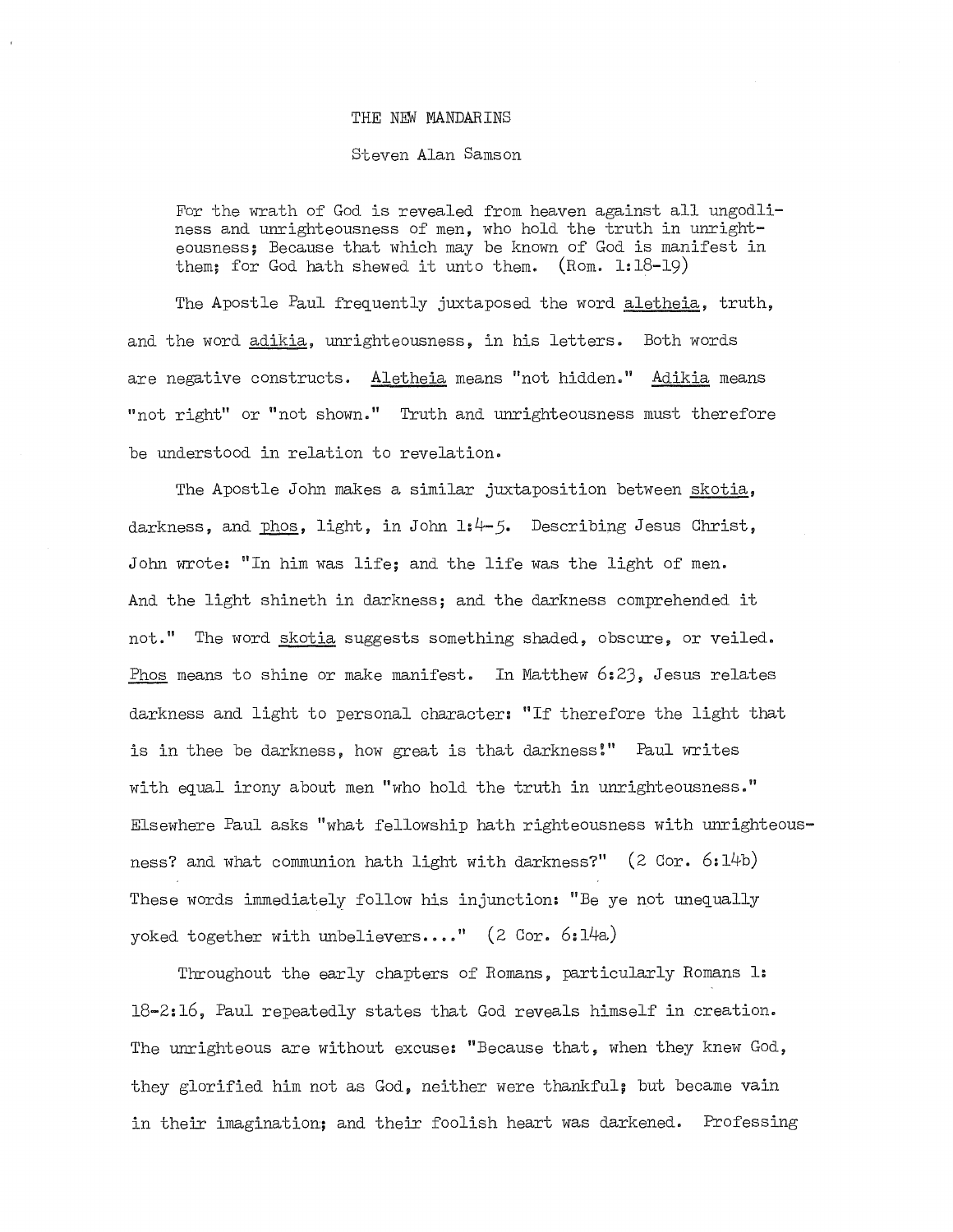# THE NEW MANDARINS

Steven Alan Samson

> For the wrath of God is revealed from heaven against all ungodliness and unrighteousness of men, who hold the truth in unrighteousness; Because that which may be known of God is manifest in them; for God hath shewed it unto them. (Rom. 1:18-19)

The Apostle Paul frequently juxtaposed the word <u>aletheia</u>, truth, and the word <u>adikia</u>, unrighteousness, in his letters. Both words are negative constructs. <u>Aletheia</u> means "not hidden." <u>Adikia</u> means "not right" or "not shown." Truth and unrighteousness must therefore be understood in relation to revelation.

The Apostle John makes a similar juxtaposition between <u>skotia</u>, darkness, and <u>phos</u>, light, in John 1:4-5. Describing Jesus Christ, John wrote: "In him was life; and the life was the light of men. And the light shineth in darkness; and the darkness comprehended it not." The word <u>skotia</u> suggests something shaded, obscure, or veiled. <u>Phos</u> means to shine or make manifest. In Matthew 6:23, Jesus relates darkness and light to personal character: "If therefore the light that is in thee be darkness, how great is that darkness!" Paul writes with equal irony about men "who hold the truth in unrighteousness." Elsewhere Paul asks "what fellowship hath righteousness with unrighteousness? and what communion hath light with darkness?" (2 Cor. 6:14b) These words immediately follow his injunction: "Be ye not unequally yoked together with unbelievers...." (2 Cor. 6:14a)

Throughout the early chapters of Romans, particularly Romans 1:18-2:16, Paul repeatedly states that God reveals himself in creation. The unrighteous are without excuse: "Because that, when they knew God, they glorified him not as God, neither were thankful; but became vain in their imagination; and their foolish heart was darkened. Professing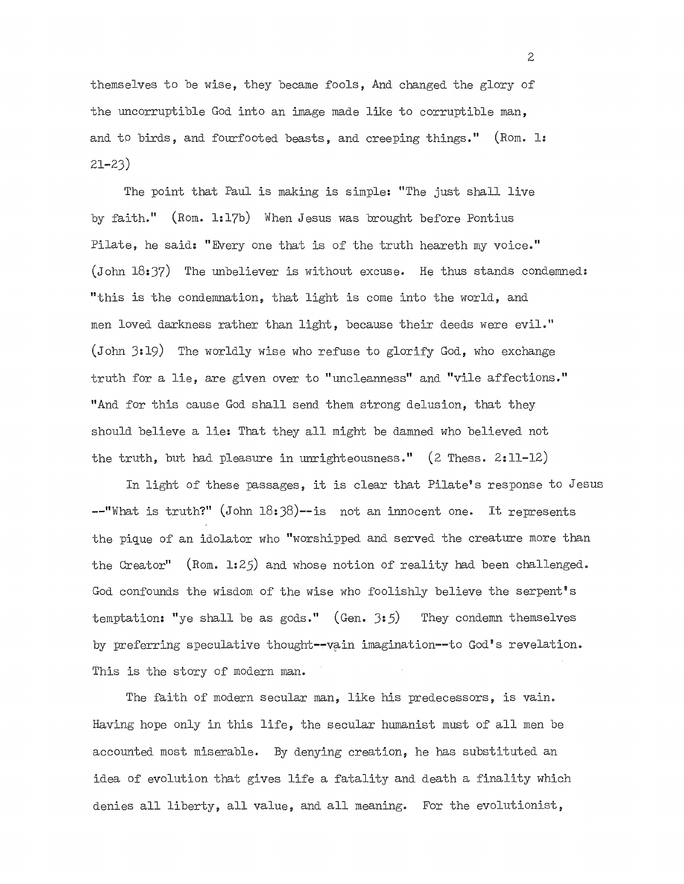themselves to be wise, they became fools, And changed the glory of the uncorruptible God into an image made like to corruptible man, and to birds, and fourfooted beasts, and creeping things." (Rom. 1: 21-23)

The point that Paul is making is simple: "The just shall live by faith." (Rom. 1:17b) When Jesus was brought before Pontius Pilate, he said: "Every one that is of the truth heareth my voice." (John 18:37) The unbeliever is without excuse. He thus stands condemned: "this is the condemnation, that light is come into the world, and men loved darkness rather than light, because their deeds were evil." (John 3:19) The worldly wise who refuse to glorify God, who exchange truth for a lie, are given over to "uncleanness" and "vile affections." "And for this cause God shall send them strong delusion, that they should believe a lie: That they all might be damned who believed not the truth, but had pleasure in unrighteousness." (2 Thess. 2:11-12)

In light of these passages, it is clear that Pilate's response to Jesus --"What is truth?" (John 18:38)--is not an innocent one. It represents the pique of an idolator who "worshipped and served the creature more than the Creator" (Rom. 1:25) and whose notion of reality had been challenged. God confounds the wisdom of the wise who foolishly believe the serpent's temptation: "ye shall be as gods." (Gen. 3:5) They condemn themselves by preferring speculative thought--vain imagination--to God's revelation. This is the story of modern man.

The faith of modern secular man, like his predecessors, is vain. Having hope only in this life, the secular humanist must of all men be accounted most miserable. By denying creation, he has substituted an idea of evolution that gives life a fatality and death a finality which denies all liberty, all value, and all meaning. For the evolutionist,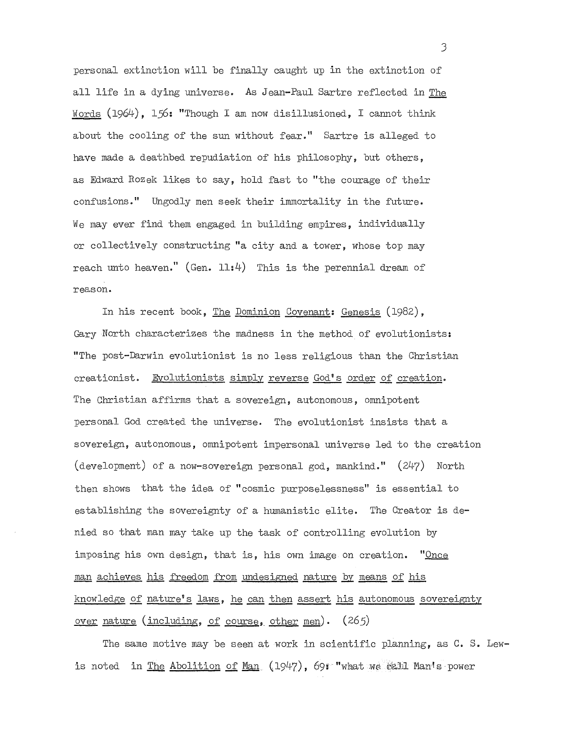personal extinction will be finally caught up in the extinction of all life in a dying universe. As Jean-Paul Sartre reflected in The Words (1964), 156: "Though I am now disillusioned, I cannot think about the cooling of the sun without fear." Sartre is alleged to have made a deathbed repudiation of his philosophy, but others, as Edward Rozek likes to say, hold fast to "the courage of their confusions." Ungodly men seek their immortality in the future. We may ever find them engaged in building empires, individually or collectively constructing "a city and a tower, whose top may reach unto heaven." (Gen. 11:4) This is the perennial dream of reason.

In his recent book, The Dominion Covenant: Genesis (1982), Gary North characterizes the madness in the method of evolutionists: "The post-Darwin evolutionist is no less religious than the Christian creationist. Evolutionists simply reverse God's order of creation. The Christian affirms that a sovereign, autonomous, omnipotent personal God created the universe. The evolutionist insists that a sovereign, autonomous, omnipotent impersonal universe led to the creation (development) of a now-sovereign personal god, mankind." (247) North then shows that the idea of "cosmic purposelessness" is essential to establishing the sovereignty of a humanistic elite. The Creator is denied so that man may take up the task of controlling evolution by imposing his own design, that is, his own image on creation. "Once man achieves his freedom from undesigned nature by means of his knowledge of nature's laws, he can then assert his autonomous sovereignty over nature (including, of course, other men). (265)

The same motive may be seen at work in scientific planning, as C. S. Lewis noted in The Abolition of Man (1947), 69: "what we call Man's power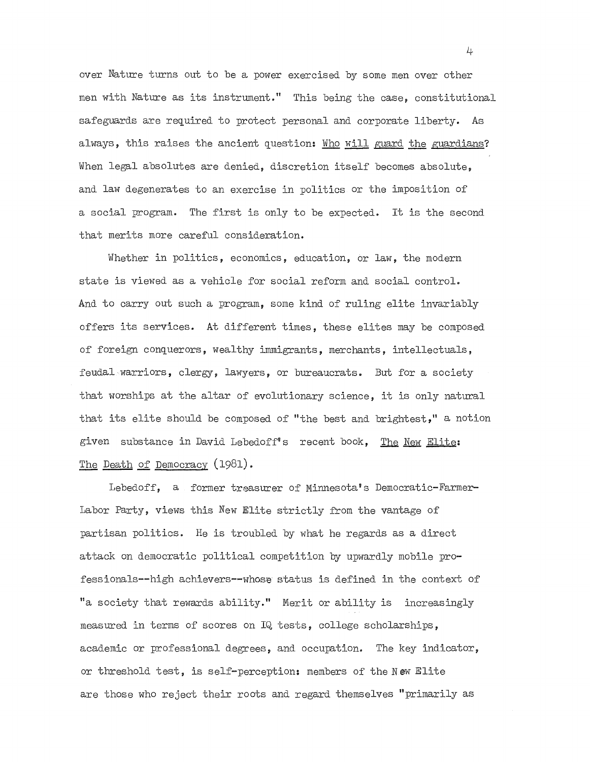over Nature turns out to be a power exercised by some men over other men with Nature as its instrument." This being the case, constitutional safeguards are required to protect personal and corporate liberty. As always, this raises the ancient question: _Who will guard the guardians_? When legal absolutes are denied, discretion itself becomes absolute, and law degenerates to an exercise in politics or the imposition of a social program. The first is only to be expected. It is the second that merits more careful consideration.

Whether in politics, economics, education, or law, the modern state is viewed as a vehicle for social reform and social control. And to carry out such a program, some kind of ruling elite invariably offers its services. At different times, these elites may be composed of foreign conquerors, wealthy immigrants, merchants, intellectuals, feudal warriors, clergy, lawyers, or bureaucrats. But for a society that worships at the altar of evolutionary science, it is only natural that its elite should be composed of "the best and brightest," a notion given substance in David Lebedoff's recent book, _The New Elite: The Death of Democracy_ (1981).

Lebedoff, a former treasurer of Minnesota's Democratic-Farmer-Labor Party, views this New Elite strictly from the vantage of partisan politics. He is troubled by what he regards as a direct attack on democratic political competition by upwardly mobile professionals--high achievers--whose status is defined in the context of "a society that rewards ability." Merit or ability is increasingly measured in terms of scores on IQ tests, college scholarships, academic or professional degrees, and occupation. The key indicator, or threshold test, is self-perception: members of the New Elite are those who reject their roots and regard themselves "primarily as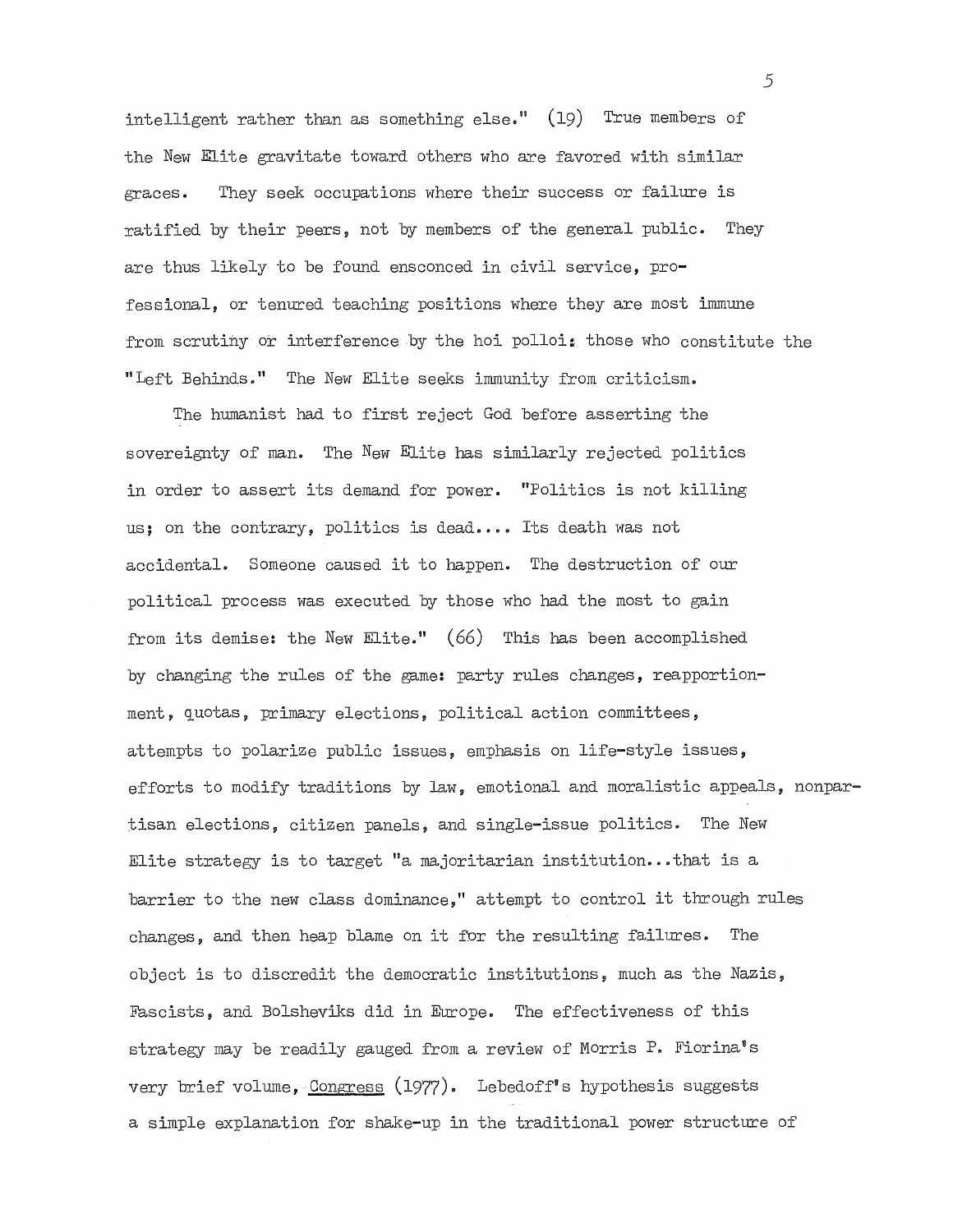intelligent rather than as something else." (19) True members of the New Elite gravitate toward others who are favored with similar graces. They seek occupations where their success or failure is ratified by their peers, not by members of the general public. They are thus likely to be found ensconced in civil service, professional, or tenured teaching positions where they are most immune from scrutiny or interference by the hoi polloi: those who constitute the "Left Behinds." The New Elite seeks immunity from criticism.

The humanist had to first reject God before asserting the sovereignty of man. The New Elite has similarly rejected politics in order to assert its demand for power. "Politics is not killing us; on the contrary, politics is dead.... Its death was not accidental. Someone caused it to happen. The destruction of our political process was executed by those who had the most to gain from its demise: the New Elite." (66) This has been accomplished by changing the rules of the game: party rules changes, reapportionment, quotas, primary elections, political action committees, attempts to polarize public issues, emphasis on life-style issues, efforts to modify traditions by law, emotional and moralistic appeals, nonpartisan elections, citizen panels, and single-issue politics. The New Elite strategy is to target "a majoritarian institution...that is a barrier to the new class dominance," attempt to control it through rules changes, and then heap blame on it for the resulting failures. The object is to discredit the democratic institutions, much as the Nazis, Fascists, and Bolsheviks did in Europe. The effectiveness of this strategy may be readily gauged from a review of Morris P. Fiorina's very brief volume, Congress (1977). Lebedoff's hypothesis suggests a simple explanation for shake-up in the traditional power structure of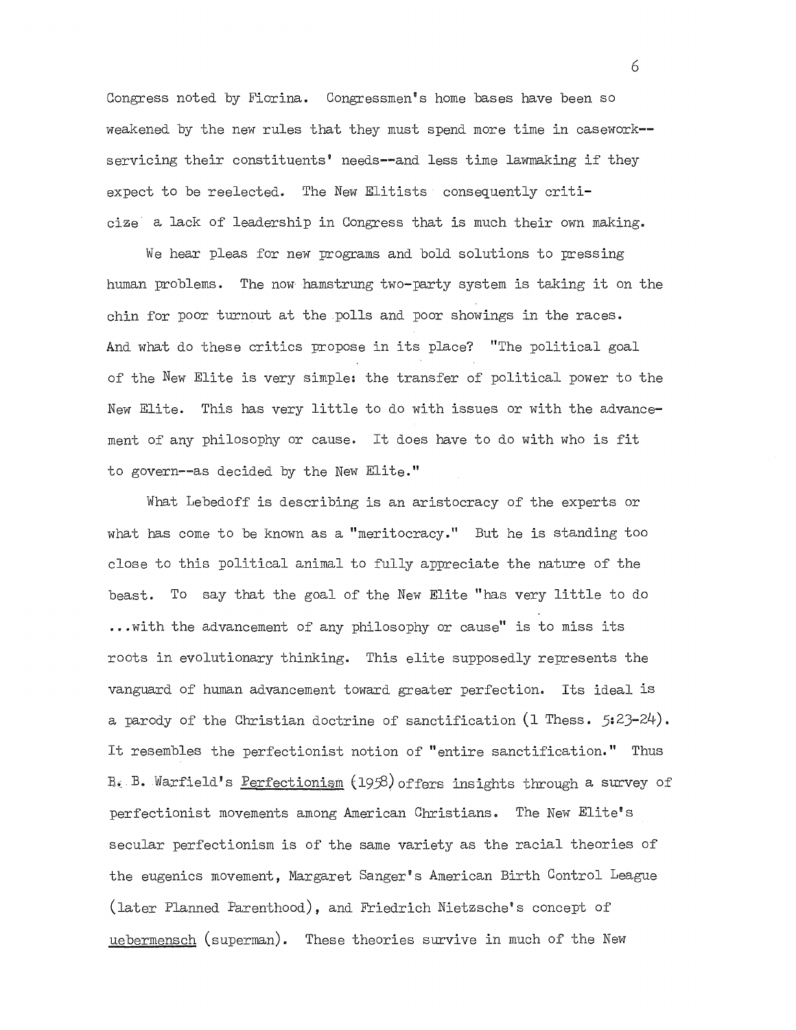Congress noted by Fiorina. Congressmen's home bases have been so weakened by the new rules that they must spend more time in casework--servicing their constituents' needs--and less time lawmaking if they expect to be reelected. The New Elitists consequently criticize a lack of leadership in Congress that is much their own making.

We hear pleas for new programs and bold solutions to pressing human problems. The now hamstrung two-party system is taking it on the chin for poor turnout at the polls and poor showings in the races. And what do these critics propose in its place? "The political goal of the New Elite is very simple: the transfer of political power to the New Elite. This has very little to do with issues or with the advancement of any philosophy or cause. It does have to do with who is fit to govern--as decided by the New Elite."

What Lebedoff is describing is an aristocracy of the experts or what has come to be known as a "meritocracy." But he is standing too close to this political animal to fully appreciate the nature of the beast. To say that the goal of the New Elite "has very little to do ...with the advancement of any philosophy or cause" is to miss its roots in evolutionary thinking. This elite supposedly represents the vanguard of human advancement toward greater perfection. Its ideal is a parody of the Christian doctrine of sanctification (1 Thess. 5:23-24). It resembles the perfectionist notion of "entire sanctification." Thus B. B. Warfield's <u>Perfectionism</u> (1958) offers insights through a survey of perfectionist movements among American Christians. The New Elite's secular perfectionism is of the same variety as the racial theories of the eugenics movement, Margaret Sanger's American Birth Control League (later Planned Parenthood), and Friedrich Nietzsche's concept of <u>uebermensch</u> (superman). These theories survive in much of the New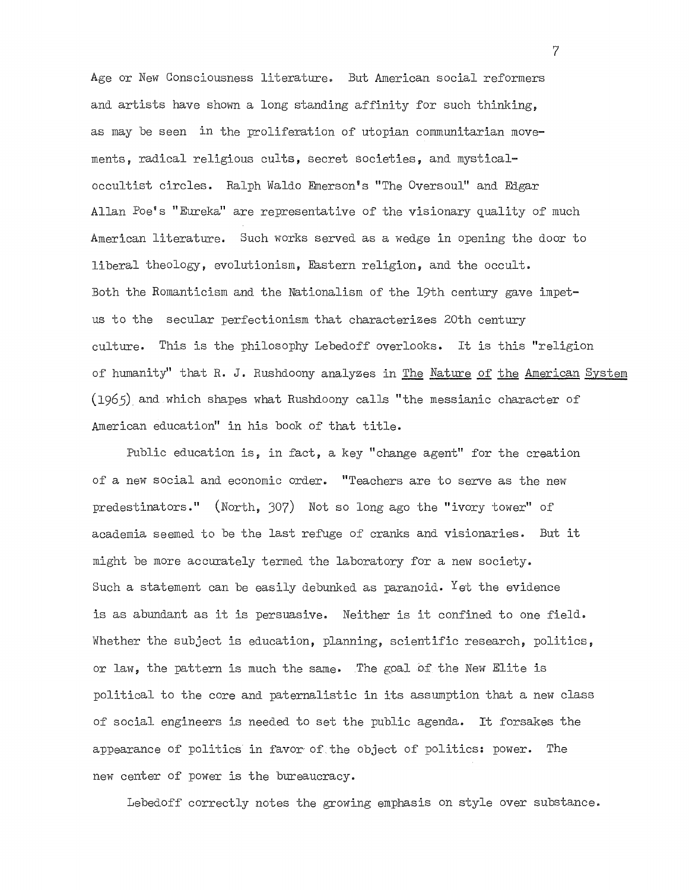Age or New Consciousness literature. But American social reformers and artists have shown a long standing affinity for such thinking, as may be seen in the proliferation of utopian communitarian movements, radical religious cults, secret societies, and mystical-occultist circles. Ralph Waldo Emerson's "The Oversoul" and Edgar Allan Poe's "Eureka" are representative of the visionary quality of much American literature. Such works served as a wedge in opening the door to liberal theology, evolutionism, Eastern religion, and the occult. Both the Romanticism and the Nationalism of the 19th century gave impetus to the secular perfectionism that characterizes 20th century culture. This is the philosophy Lebedoff overlooks. It is this "religion of humanity" that R. J. Rushdoony analyzes in The Nature of the American System (1965) and which shapes what Rushdoony calls "the messianic character of American education" in his book of that title.

Public education is, in fact, a key "change agent" for the creation of a new social and economic order. "Teachers are to serve as the new predestinators." (North, 307) Not so long ago the "ivory tower" of academia seemed to be the last refuge of cranks and visionaries. But it might be more accurately termed the laboratory for a new society. Such a statement can be easily debunked as paranoid. Yet the evidence is as abundant as it is persuasive. Neither is it confined to one field. Whether the subject is education, planning, scientific research, politics, or law, the pattern is much the same. The goal of the New Elite is political to the core and paternalistic in its assumption that a new class of social engineers is needed to set the public agenda. It forsakes the appearance of politics in favor of the object of politics: power. The new center of power is the bureaucracy.

Lebedoff correctly notes the growing emphasis on style over substance.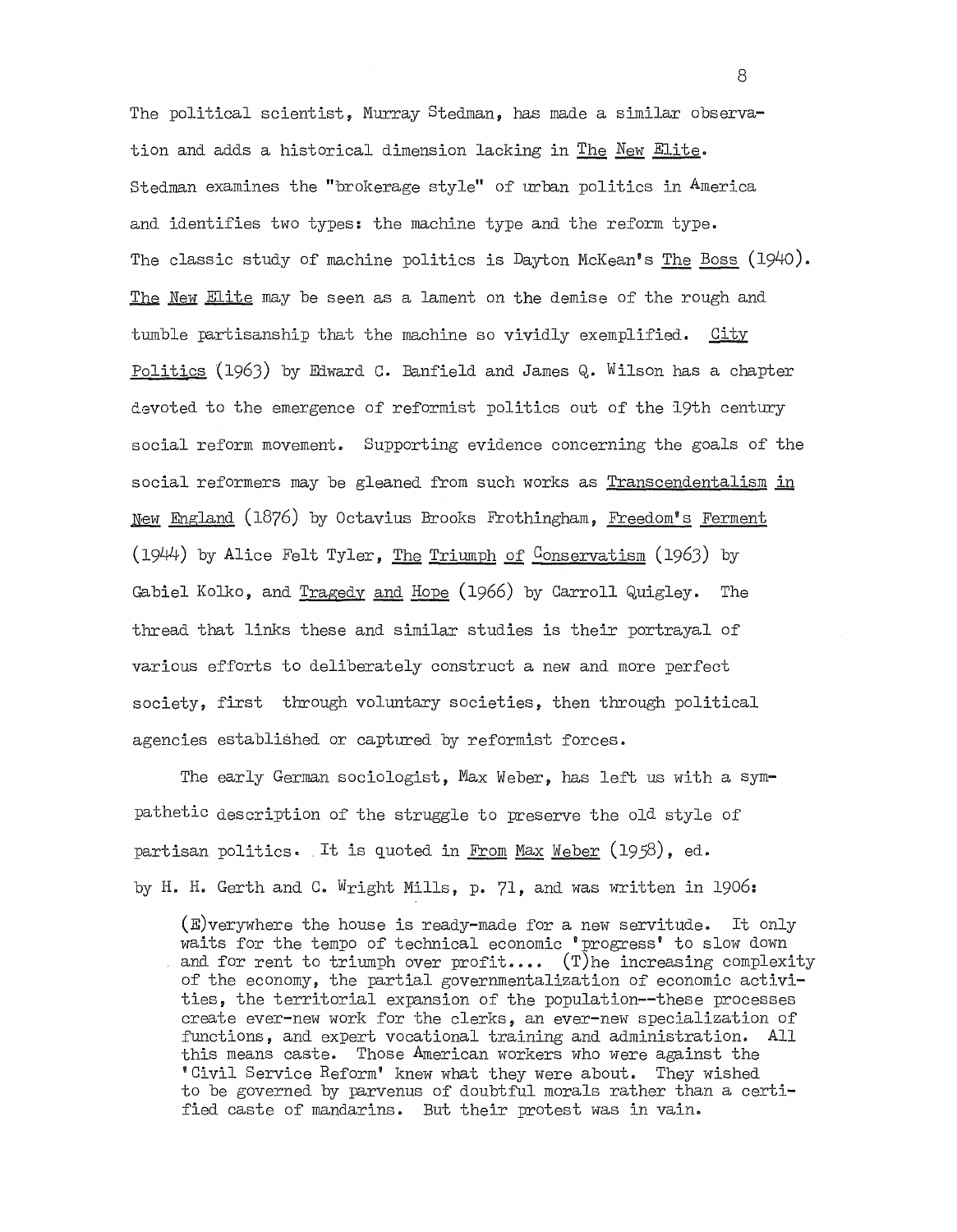The political scientist, Murray Stedman, has made a similar observation and adds a historical dimension lacking in The New Elite. Stedman examines the "brokerage style" of urban politics in America and identifies two types: the machine type and the reform type. The classic study of machine politics is Dayton McKean's The Boss (1940). The New Elite may be seen as a lament on the demise of the rough and tumble partisanship that the machine so vividly exemplified. City Politics (1963) by Edward C. Banfield and James Q. Wilson has a chapter devoted to the emergence of reformist politics out of the 19th century social reform movement. Supporting evidence concerning the goals of the social reformers may be gleaned from such works as Transcendentalism in New England (1876) by Octavius Brooks Frothingham, Freedom's Ferment (1944) by Alice Felt Tyler, The Triumph of Conservatism (1963) by Gabiel Kolko, and Tragedy and Hope (1966) by Carroll Quigley. The thread that links these and similar studies is their portrayal of various efforts to deliberately construct a new and more perfect society, first through voluntary societies, then through political agencies established or captured by reformist forces.

The early German sociologist, Max Weber, has left us with a sympathetic description of the struggle to preserve the old style of partisan politics. It is quoted in From Max Weber (1958), ed. by H. H. Gerth and C. Wright Mills, p. 71, and was written in 1906:

> (E)verywhere the house is ready-made for a new servitude. It only waits for the tempo of technical economic 'progress' to slow down and for rent to triumph over profit.... (T)he increasing complexity of the economy, the partial governmentalization of economic activities, the territorial expansion of the population--these processes create ever-new work for the clerks, an ever-new specialization of functions, and expert vocational training and administration. All this means caste. Those American workers who were against the 'Civil Service Reform' knew what they were about. They wished to be governed by parvenus of doubtful morals rather than a certified caste of mandarins. But their protest was in vain.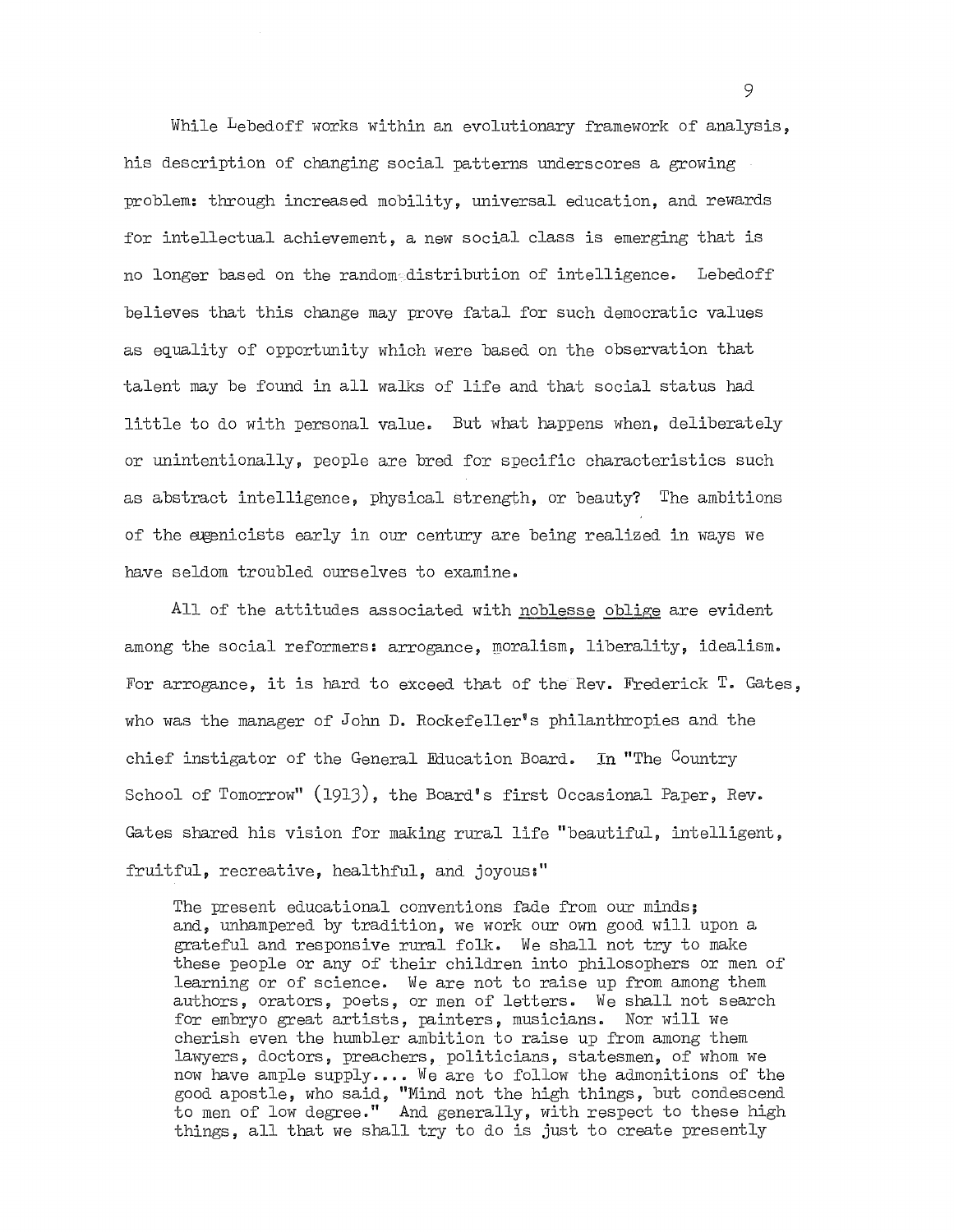While Lebedoff works within an evolutionary framework of analysis, his description of changing social patterns underscores a growing problem: through increased mobility, universal education, and rewards for intellectual achievement, a new social class is emerging that is no longer based on the random distribution of intelligence. Lebedoff believes that this change may prove fatal for such democratic values as equality of opportunity which were based on the observation that talent may be found in all walks of life and that social status had little to do with personal value. But what happens when, deliberately or unintentionally, people are bred for specific characteristics such as abstract intelligence, physical strength, or beauty? The ambitions of the eugenicists early in our century are being realized in ways we have seldom troubled ourselves to examine.

All of the attitudes associated with <u>noblesse oblige</u> are evident among the social reformers: arrogance, moralism, liberality, idealism. For arrogance, it is hard to exceed that of the Rev. Frederick T. Gates, who was the manager of John D. Rockefeller's philanthropies and the chief instigator of the General Education Board. In "The Country School of Tomorrow" (1913), the Board's first Occasional Paper, Rev. Gates shared his vision for making rural life "beautiful, intelligent, fruitful, recreative, healthful, and joyous:"

> The present educational conventions fade from our minds; and, unhampered by tradition, we work our own good will upon a grateful and responsive rural folk. We shall not try to make these people or any of their children into philosophers or men of learning or of science. We are not to raise up from among them authors, orators, poets, or men of letters. We shall not search for embryo great artists, painters, musicians. Nor will we cherish even the humbler ambition to raise up from among them lawyers, doctors, preachers, politicians, statesmen, of whom we now have ample supply.... We are to follow the admonitions of the good apostle, who said, "Mind not the high things, but condescend to men of low degree." And generally, with respect to these high things, all that we shall try to do is just to create presently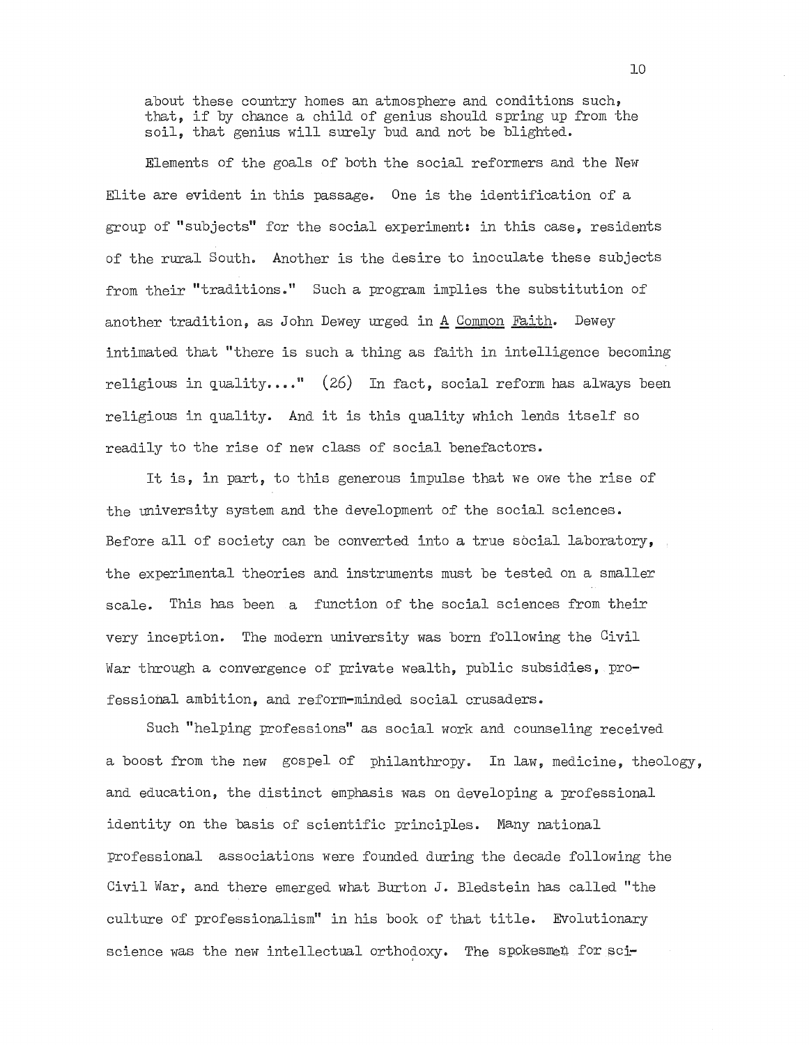about these country homes an atmosphere and conditions such, that, if by chance a child of genius should spring up from the soil, that genius will surely bud and not be blighted.

Elements of the goals of both the social reformers and the New Elite are evident in this passage. One is the identification of a group of "subjects" for the social experiment: in this case, residents of the rural South. Another is the desire to inoculate these subjects from their "traditions." Such a program implies the substitution of another tradition, as John Dewey urged in A Common Faith. Dewey intimated that "there is such a thing as faith in intelligence becoming religious in quality...." (26) In fact, social reform has always been religious in quality. And it is this quality which lends itself so readily to the rise of new class of social benefactors.

It is, in part, to this generous impulse that we owe the rise of the university system and the development of the social sciences. Before all of society can be converted into a true social laboratory, the experimental theories and instruments must be tested on a smaller scale. This has been a function of the social sciences from their very inception. The modern university was born following the Civil War through a convergence of private wealth, public subsidies, professional ambition, and reform-minded social crusaders.

Such "helping professions" as social work and counseling received a boost from the new gospel of philanthropy. In law, medicine, theology, and education, the distinct emphasis was on developing a professional identity on the basis of scientific principles. Many national professional associations were founded during the decade following the Civil War, and there emerged what Burton J. Bledstein has called "the culture of professionalism" in his book of that title. Evolutionary science was the new intellectual orthodoxy. The spokesmen for sci-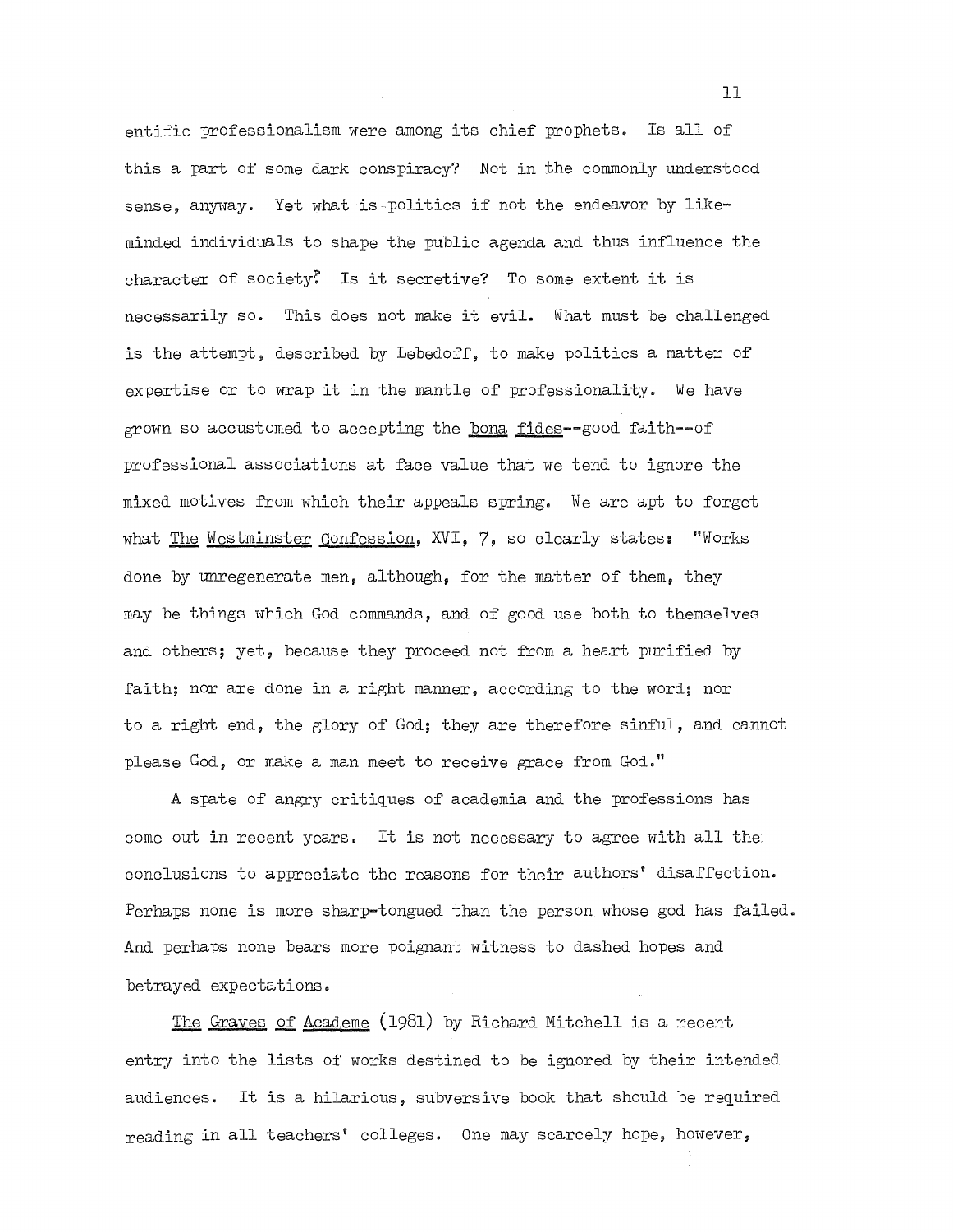entific professionalism were among its chief prophets. Is all of this a part of some dark conspiracy? Not in the commonly understood sense, anyway. Yet what is politics if not the endeavor by like-minded individuals to shape the public agenda and thus influence the character of society? Is it secretive? To some extent it is necessarily so. This does not make it evil. What must be challenged is the attempt, described by Lebedoff, to make politics a matter of expertise or to wrap it in the mantle of professionality. We have grown so accustomed to accepting the bona fides--good faith--of professional associations at face value that we tend to ignore the mixed motives from which their appeals spring. We are apt to forget what The Westminster Confession, XVI, 7, so clearly states: "Works done by unregenerate men, although, for the matter of them, they may be things which God commands, and of good use both to themselves and others; yet, because they proceed not from a heart purified by faith; nor are done in a right manner, according to the word; nor to a right end, the glory of God; they are therefore sinful, and cannot please God, or make a man meet to receive grace from God."

A spate of angry critiques of academia and the professions has come out in recent years. It is not necessary to agree with all the conclusions to appreciate the reasons for their authors' disaffection. Perhaps none is more sharp-tongued than the person whose god has failed. And perhaps none bears more poignant witness to dashed hopes and betrayed expectations.

The Graves of Academe (1981) by Richard Mitchell is a recent entry into the lists of works destined to be ignored by their intended audiences. It is a hilarious, subversive book that should be required reading in all teachers' colleges. One may scarcely hope, however,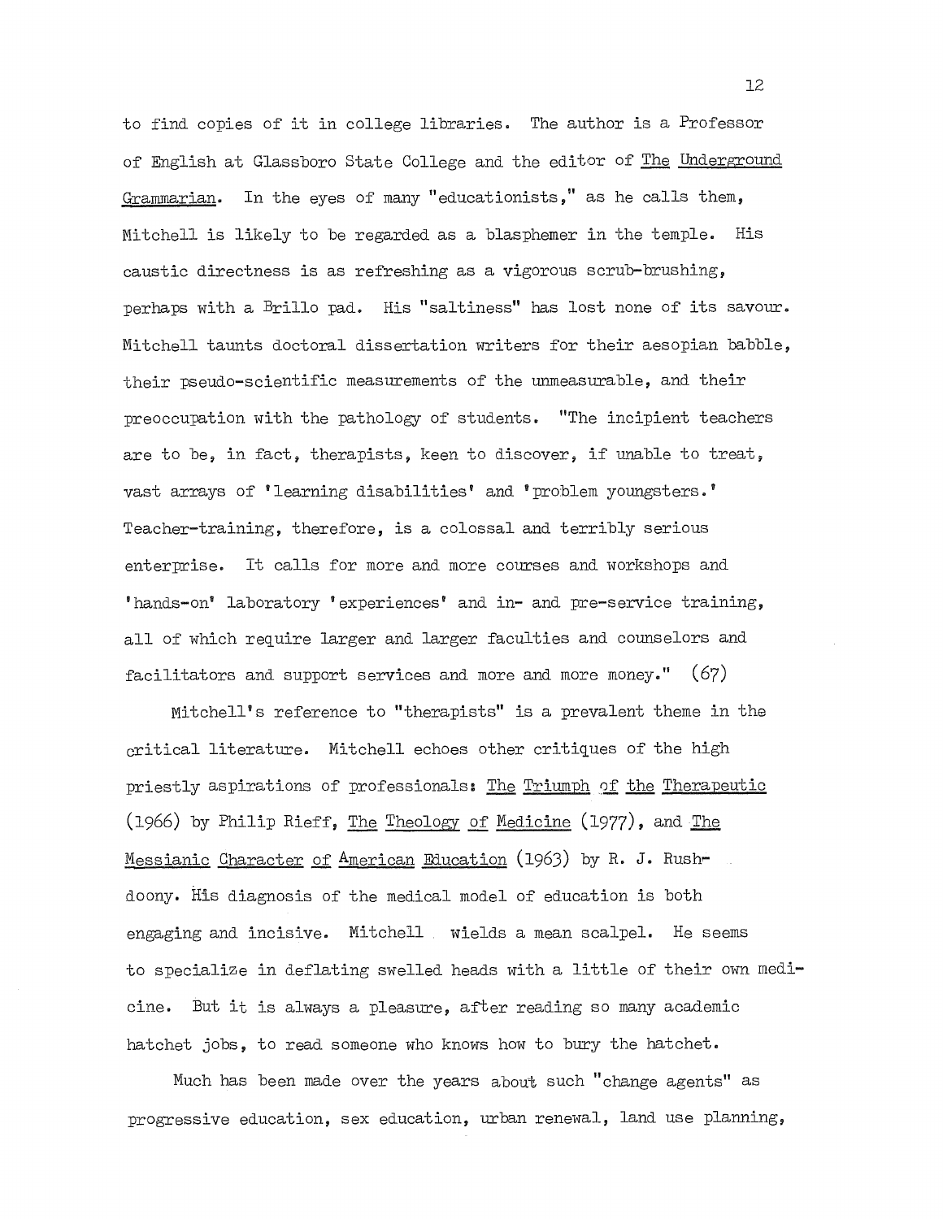to find copies of it in college libraries. The author is a Professor of English at Glassboro State College and the editor of _The Underground Grammarian_. In the eyes of many "educationists," as he calls them, Mitchell is likely to be regarded as a blasphemer in the temple. His caustic directness is as refreshing as a vigorous scrub-brushing, perhaps with a Brillo pad. His "saltiness" has lost none of its savour. Mitchell taunts doctoral dissertation writers for their aesopian babble, their pseudo-scientific measurements of the unmeasurable, and their preoccupation with the pathology of students. "The incipient teachers are to be, in fact, therapists, keen to discover, if unable to treat, vast arrays of 'learning disabilities' and 'problem youngsters.' Teacher-training, therefore, is a colossal and terribly serious enterprise. It calls for more and more courses and workshops and 'hands-on' laboratory 'experiences' and in- and pre-service training, all of which require larger and larger faculties and counselors and facilitators and support services and more and more money." (67)

Mitchell's reference to "therapists" is a prevalent theme in the critical literature. Mitchell echoes other critiques of the high priestly aspirations of professionals: _The Triumph of the Therapeutic_ (1966) by Philip Rieff, _The Theology of Medicine_ (1977), and _The Messianic Character of American Education_ (1963) by R. J. Rushdoony. His diagnosis of the medical model of education is both engaging and incisive. Mitchell wields a mean scalpel. He seems to specialize in deflating swelled heads with a little of their own medicine. But it is always a pleasure, after reading so many academic hatchet jobs, to read someone who knows how to bury the hatchet.

Much has been made over the years about such "change agents" as progressive education, sex education, urban renewal, land use planning,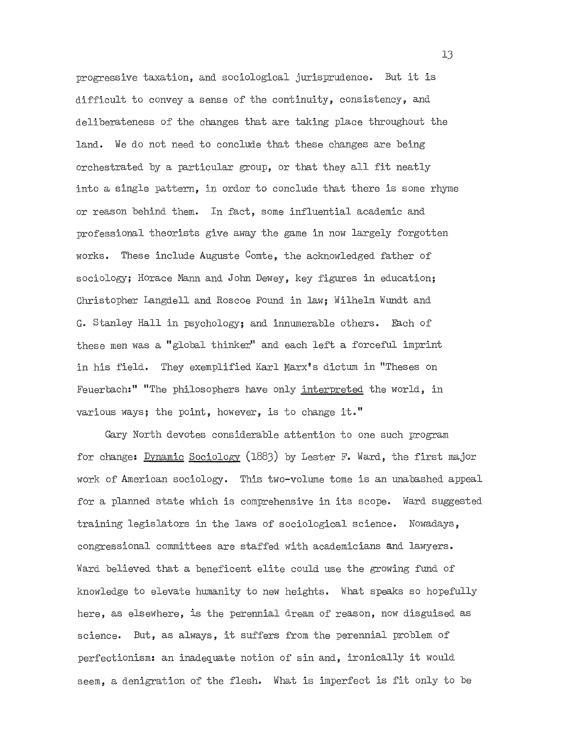progressive taxation, and sociological jurisprudence. But it is difficult to convey a sense of the continuity, consistency, and deliberateness of the changes that are taking place throughout the land. We do not need to conclude that these changes are being orchestrated by a particular group, or that they all fit neatly into a single pattern, in order to conclude that there is some rhyme or reason behind them. In fact, some influential academic and professional theorists give away the game in now largely forgotten works. These include Auguste Comte, the acknowledged father of sociology; Horace Mann and John Dewey, key figures in education; Christopher Langdell and Roscoe Pound in law; Wilhelm Wundt and G. Stanley Hall in psychology; and innumerable others. Each of these men was a "global thinker" and each left a forceful imprint in his field. They exemplified Karl Marx's dictum in "Theses on Feuerbach:" "The philosophers have only _interpreted_ the world, in various ways; the point, however, is to change it."

Gary North devotes considerable attention to one such program for change: _Dynamic Sociology_ (1883) by Lester F. Ward, the first major work of American sociology. This two-volume tome is an unabashed appeal for a planned state which is comprehensive in its scope. Ward suggested training legislators in the laws of sociological science. Nowadays, congressional committees are staffed with academicians and lawyers. Ward believed that a beneficent elite could use the growing fund of knowledge to elevate humanity to new heights. What speaks so hopefully here, as elsewhere, is the perennial dream of reason, now disguised as science. But, as always, it suffers from the perennial problem of perfectionism: an inadequate notion of sin and, ironically it would seem, a denigration of the flesh. What is imperfect is fit only to be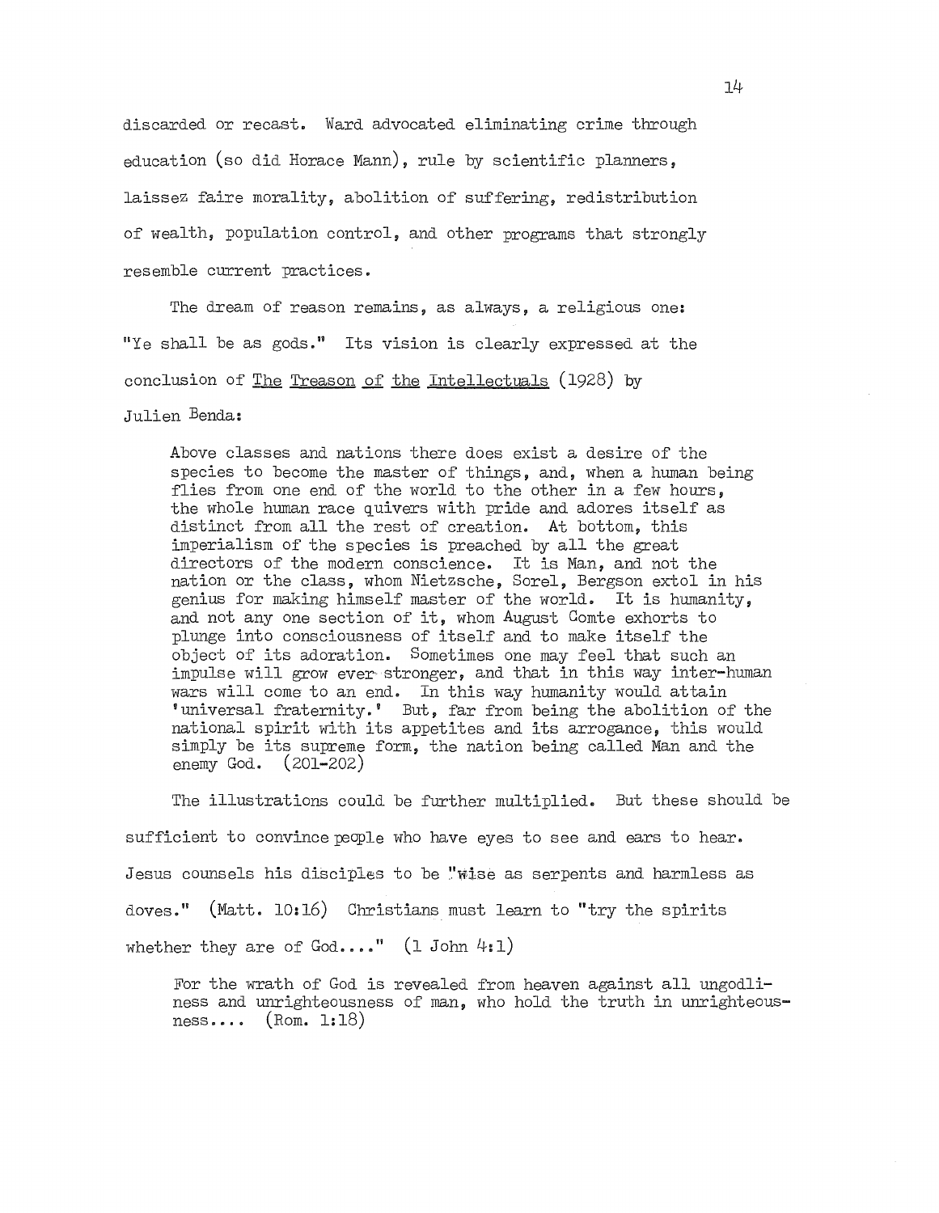discarded or recast. Ward advocated eliminating crime through education (so did Horace Mann), rule by scientific planners, laissez faire morality, abolition of suffering, redistribution of wealth, population control, and other programs that strongly resemble current practices.

The dream of reason remains, as always, a religious one: "Ye shall be as gods." Its vision is clearly expressed at the conclusion of _The Treason of the Intellectuals_ (1928) by Julien Benda:

> Above classes and nations there does exist a desire of the species to become the master of things, and, when a human being flies from one end of the world to the other in a few hours, the whole human race quivers with pride and adores itself as distinct from all the rest of creation. At bottom, this imperialism of the species is preached by all the great directors of the modern conscience. It is Man, and not the nation or the class, whom Nietzsche, Sorel, Bergson extol in his genius for making himself master of the world. It is humanity, and not any one section of it, whom August Comte exhorts to plunge into consciousness of itself and to make itself the object of its adoration. Sometimes one may feel that such an impulse will grow ever stronger, and that in this way inter-human wars will come to an end. In this way humanity would attain 'universal fraternity.' But, far from being the abolition of the national spirit with its appetites and its arrogance, this would simply be its supreme form, the nation being called Man and the enemy God. (201-202)

The illustrations could be further multiplied. But these should be sufficient to convince people who have eyes to see and ears to hear. Jesus counsels his disciples to be "wise as serpents and harmless as doves." (Matt. 10:16) Christians must learn to "try the spirits whether they are of God...." (1 John 4:1)

> For the wrath of God is revealed from heaven against all ungodliness and unrighteousness of man, who hold the truth in unrighteousness.... (Rom. 1:18)